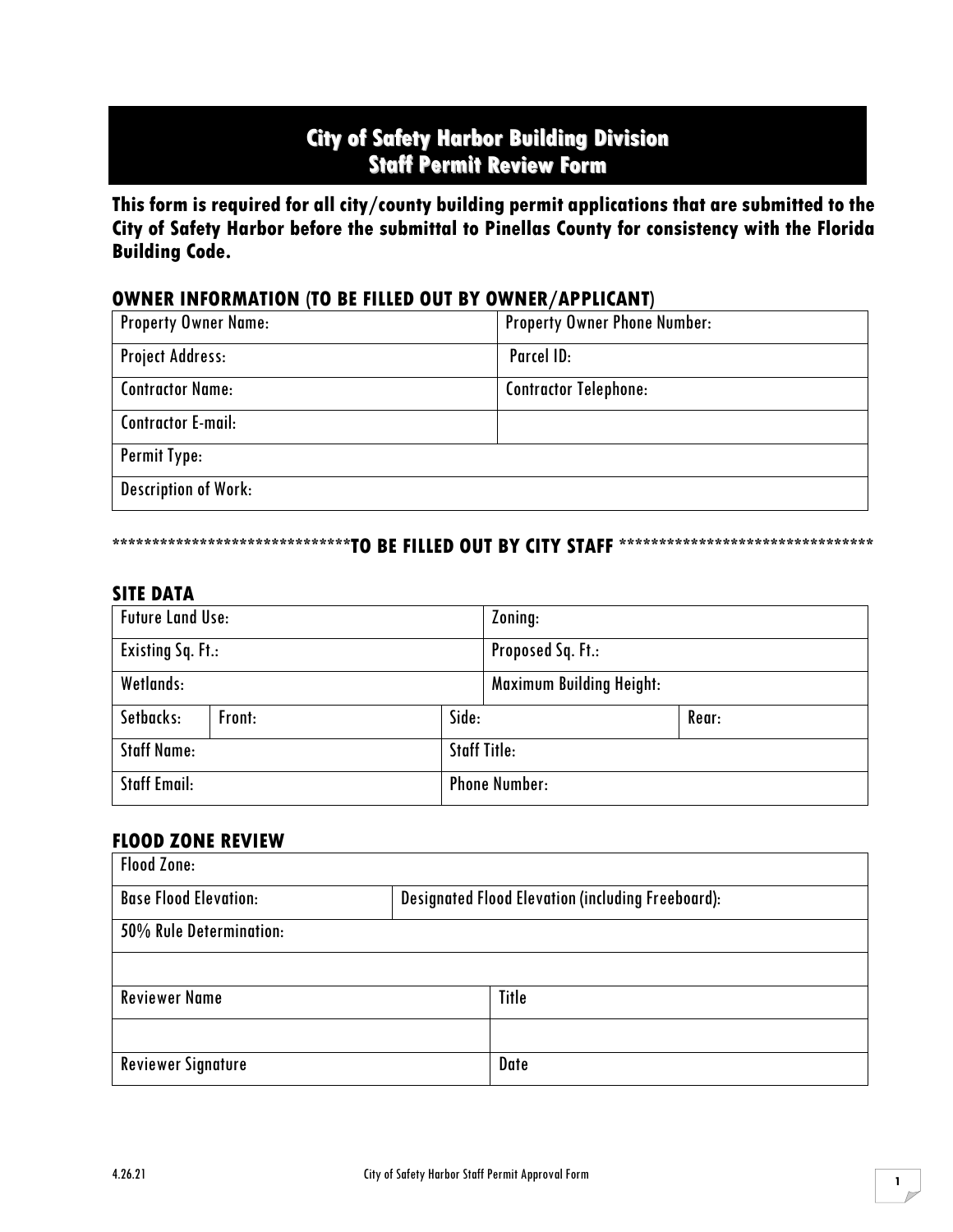# City of Safety Harbor Building Division
# Staff Permit Review Form

**This form is required for all city/county building permit applications that are submitted to the City of Safety Harbor before the submittal to Pinellas County for consistency with the Florida Building Code.**

## OWNER INFORMATION (TO BE FILLED OUT BY OWNER/APPLICANT)

| Property Owner Name: | Property Owner Phone Number: |
|---|---|
| Project Address: | Parcel ID: |
| Contractor Name: | Contractor Telephone: |
| Contractor E-mail: | |
| Permit Type: | |
| Description of Work: | |

**********************************TO BE FILLED OUT BY CITY STAFF **********************************

## SITE DATA

| Future Land Use: | | | Zoning: | |
|---|---|---|---|---|
| Existing Sq. Ft.: | | | Proposed Sq. Ft.: | |
| Wetlands: | | | Maximum Building Height: | |
| Setbacks: | Front: | Side: | | Rear: |
| Staff Name: | | Staff Title: | | |
| Staff Email: | | Phone Number: | | |

## FLOOD ZONE REVIEW

| Flood Zone: | |
|---|---|
| Base Flood Elevation: | Designated Flood Elevation (including Freeboard): |
| 50% Rule Determination: | |
| | |
| Reviewer Name | Title |
| | |
| Reviewer Signature | Date |

4.26.21 City of Safety Harbor Staff Permit Approval Form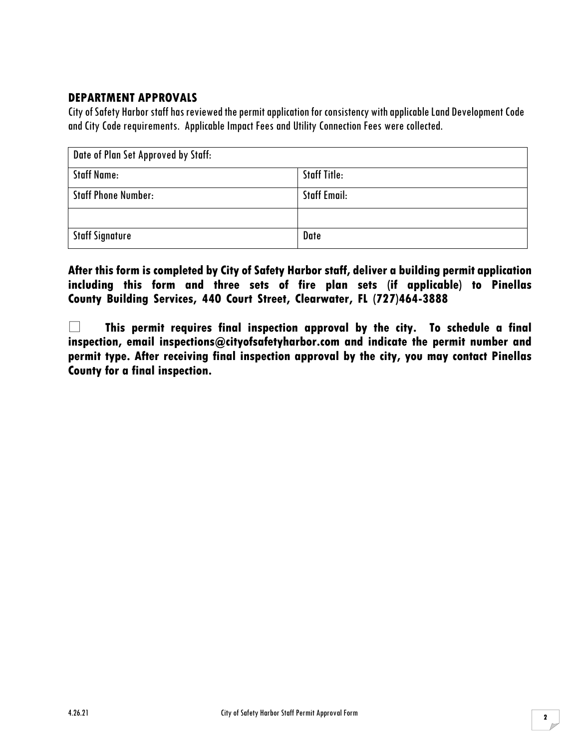## DEPARTMENT APPROVALS

City of Safety Harbor staff has reviewed the permit application for consistency with applicable Land Development Code and City Code requirements. Applicable Impact Fees and Utility Connection Fees were collected.

| | |
|---|---|
| Date of Plan Set Approved by Staff: | |
| Staff Name: | Staff Title: |
| Staff Phone Number: | Staff Email: |
| | |
| Staff Signature | Date |

**After this form is completed by City of Safety Harbor staff, deliver a building permit application including this form and three sets of fire plan sets (if applicable) to Pinellas County Building Services, 440 Court Street, Clearwater, FL (727)464-3888**

☐ **This permit requires final inspection approval by the city. To schedule a final inspection, email inspections@cityofsafetyharbor.com and indicate the permit number and permit type. After receiving final inspection approval by the city, you may contact Pinellas County for a final inspection.**

4.26.21 City of Safety Harbor Staff Permit Approval Form